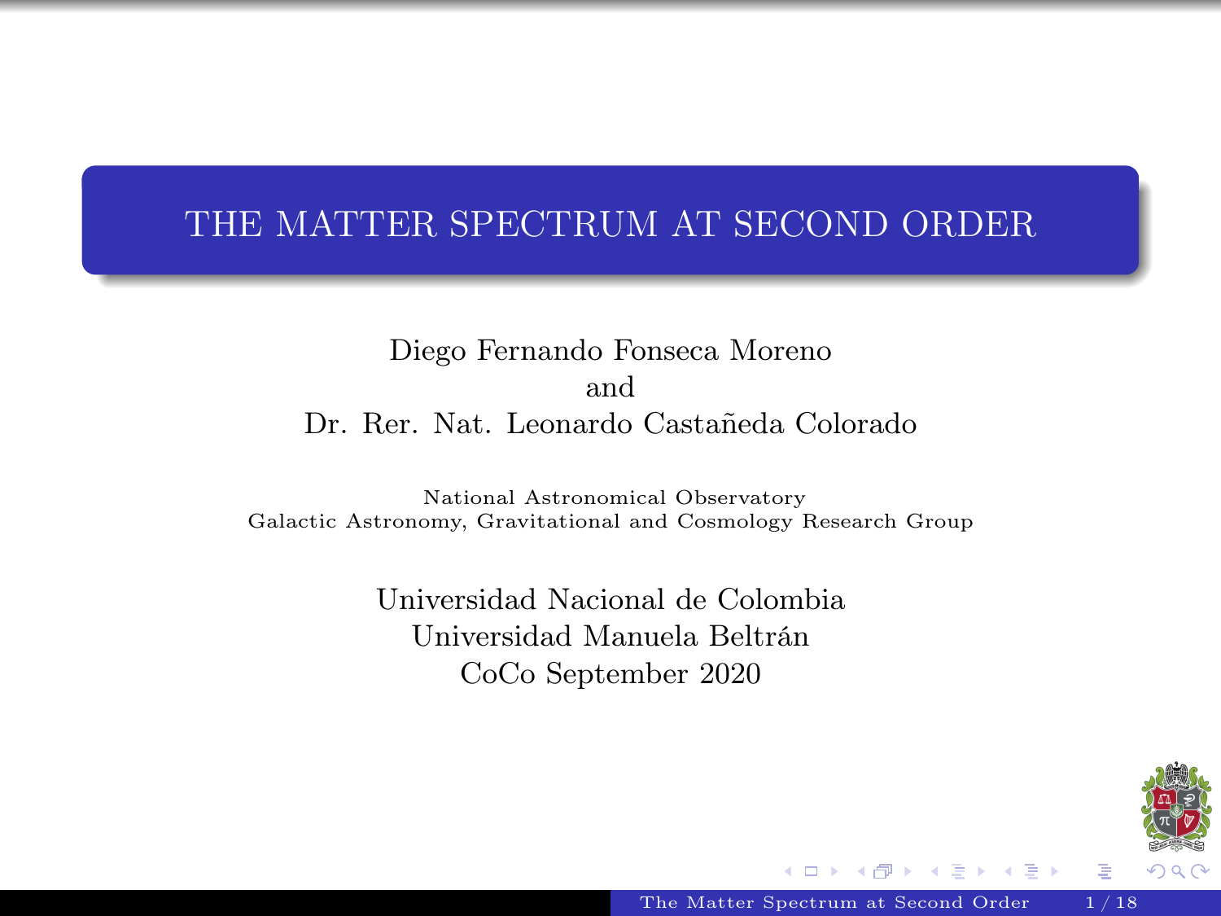# THE MATTER SPECTRUM AT SECOND ORDER

Diego Fernando Fonseca Moreno
and
Dr. Rer. Nat. Leonardo Castañeda Colorado

National Astronomical Observatory
Galactic Astronomy, Gravitational and Cosmology Research Group

Universidad Nacional de Colombia
Universidad Manuela Beltrán
CoCo September 2020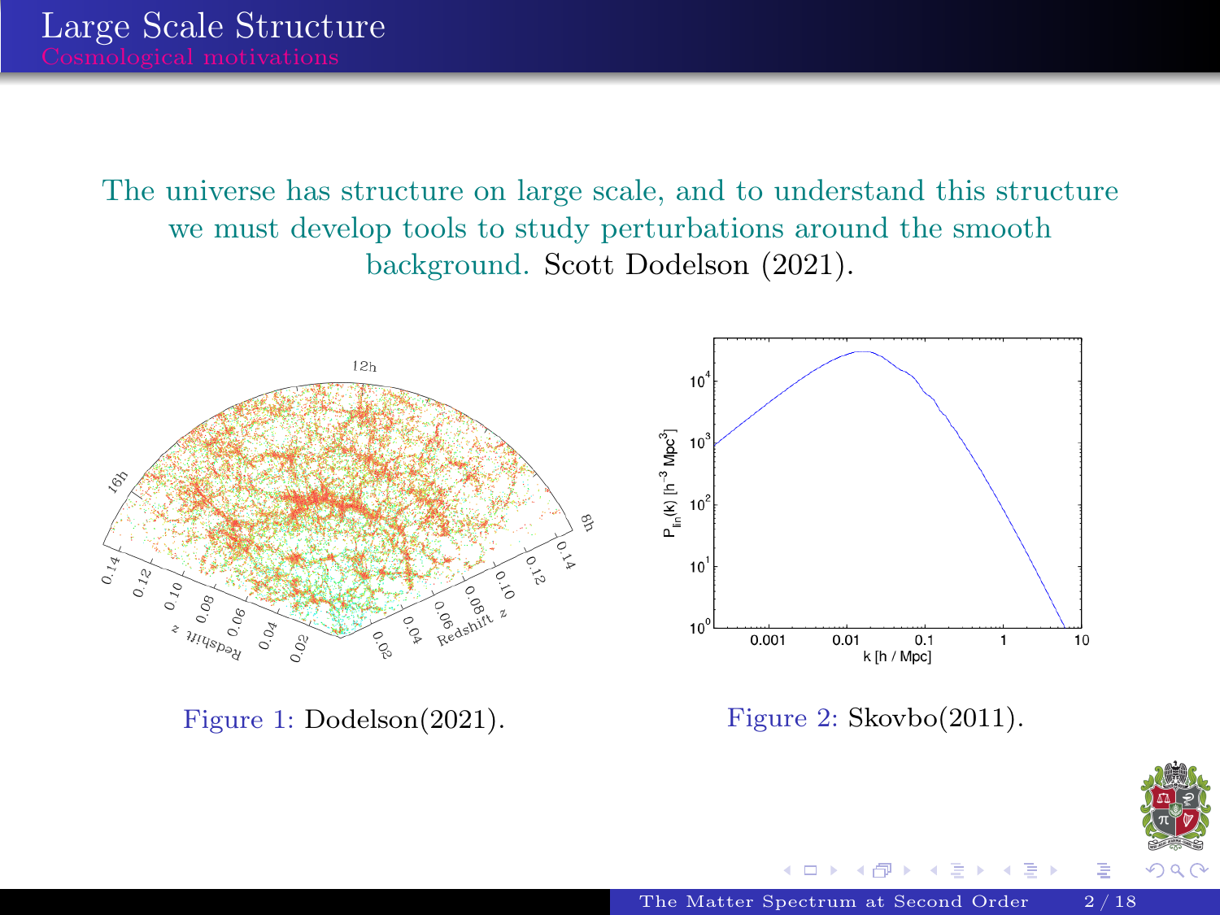# Large Scale Structure

## Cosmological motivations

The universe has structure on large scale, and to understand this structure we must develop tools to study perturbations around the smooth background. Scott Dodelson (2021).

Figure 1: Dodelson(2021).

Figure 2: Skovbo(2011).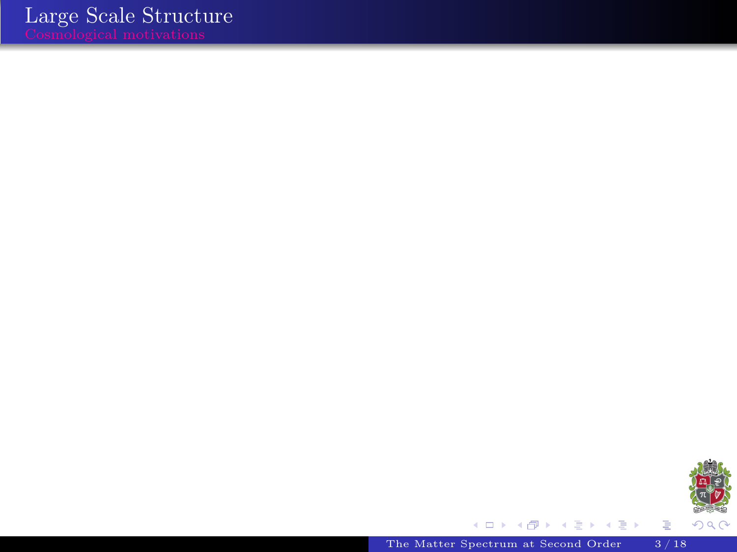# Large Scale Structure

## Cosmological motivations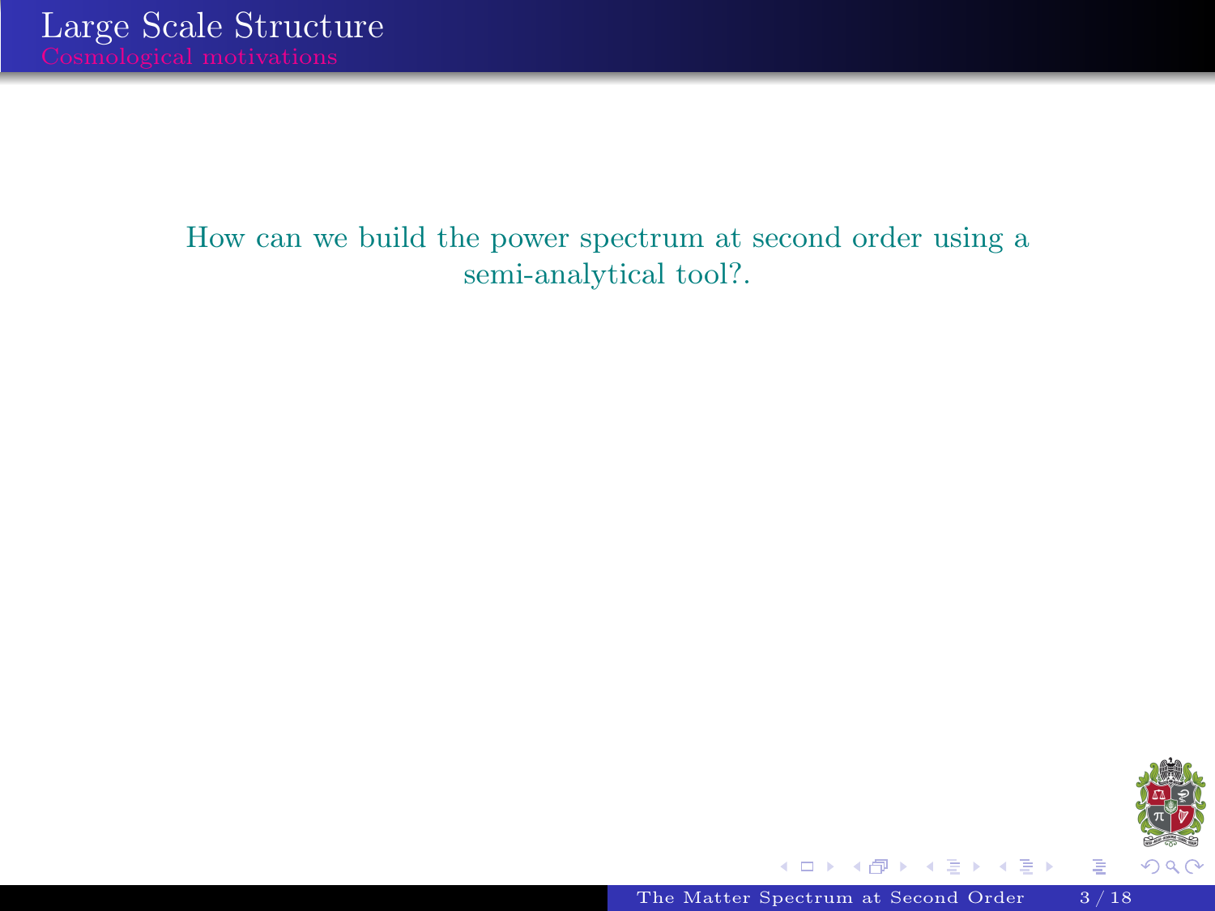## Large Scale Structure

### Cosmological motivations

How can we build the power spectrum at second order using a semi-analytical tool?.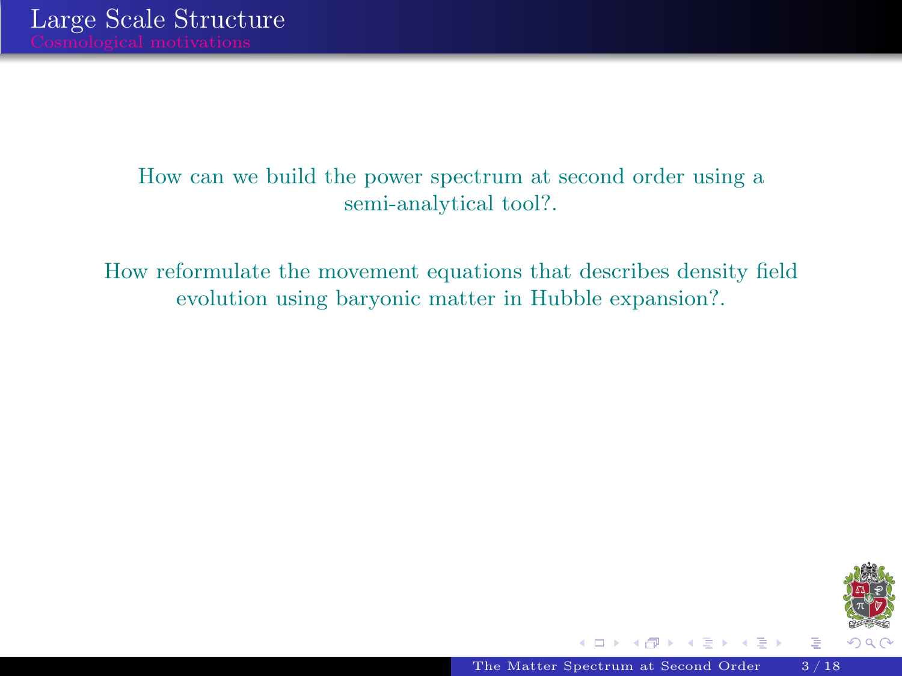# Large Scale Structure

## Cosmological motivations

How can we build the power spectrum at second order using a semi-analytical tool?.

How reformulate the movement equations that describes density field evolution using baryonic matter in Hubble expansion?.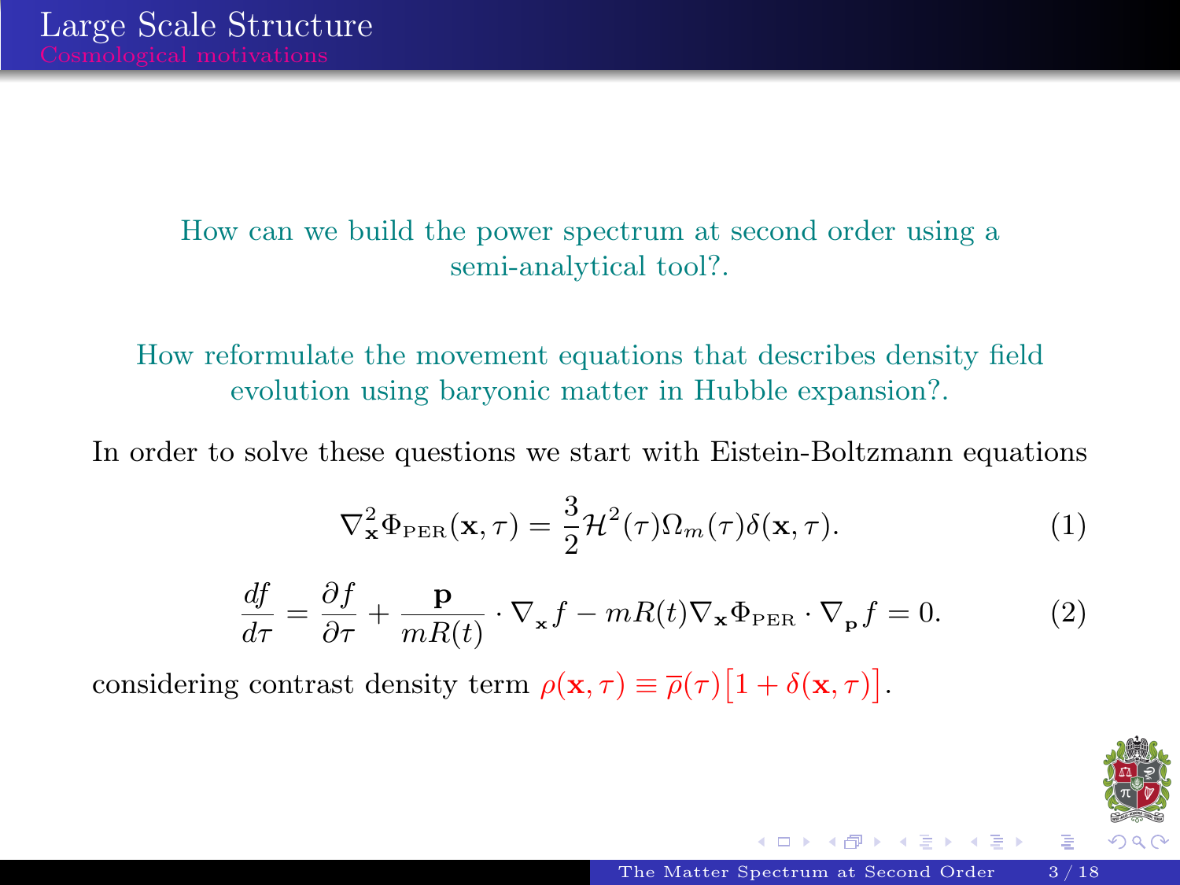# Large Scale Structure

## Cosmological motivations

How can we build the power spectrum at second order using a semi-analytical tool?.

How reformulate the movement equations that describes density field evolution using baryonic matter in Hubble expansion?.

In order to solve these questions we start with Eistein-Boltzmann equations

$$\nabla^2_{\mathbf{x}} \Phi_{\text{PER}}(\mathbf{x}, \tau) = \frac{3}{2} \mathcal{H}^2(\tau) \Omega_m(\tau) \delta(\mathbf{x}, \tau). \tag{1}$$

$$\frac{df}{d\tau} = \frac{\partial f}{\partial \tau} + \frac{\mathbf{p}}{mR(t)} \cdot \nabla_{\mathbf{x}} f - mR(t) \nabla_{\mathbf{x}} \Phi_{\text{PER}} \cdot \nabla_{\mathbf{p}} f = 0. \tag{2}$$

considering contrast density term $\rho(\mathbf{x}, \tau) \equiv \overline{\rho}(\tau) \big[1 + \delta(\mathbf{x}, \tau)\big]$.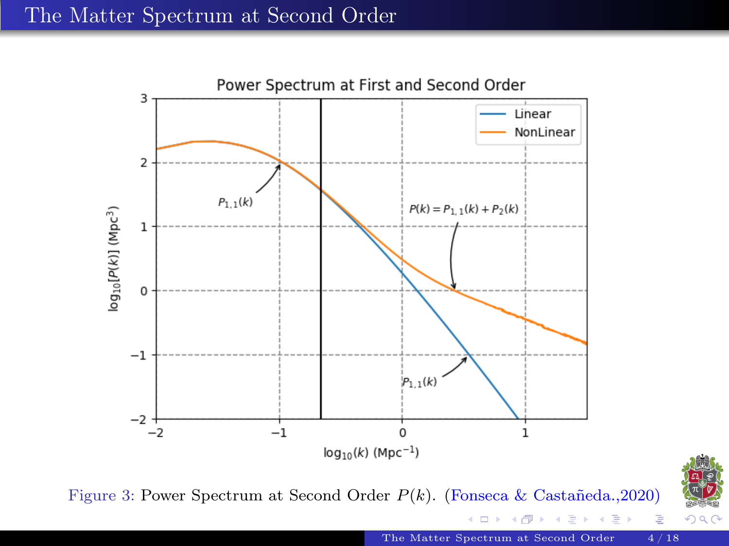# The Matter Spectrum at Second Order

Figure 3: Power Spectrum at Second Order $P(k)$. (Fonseca & Castañeda.,2020)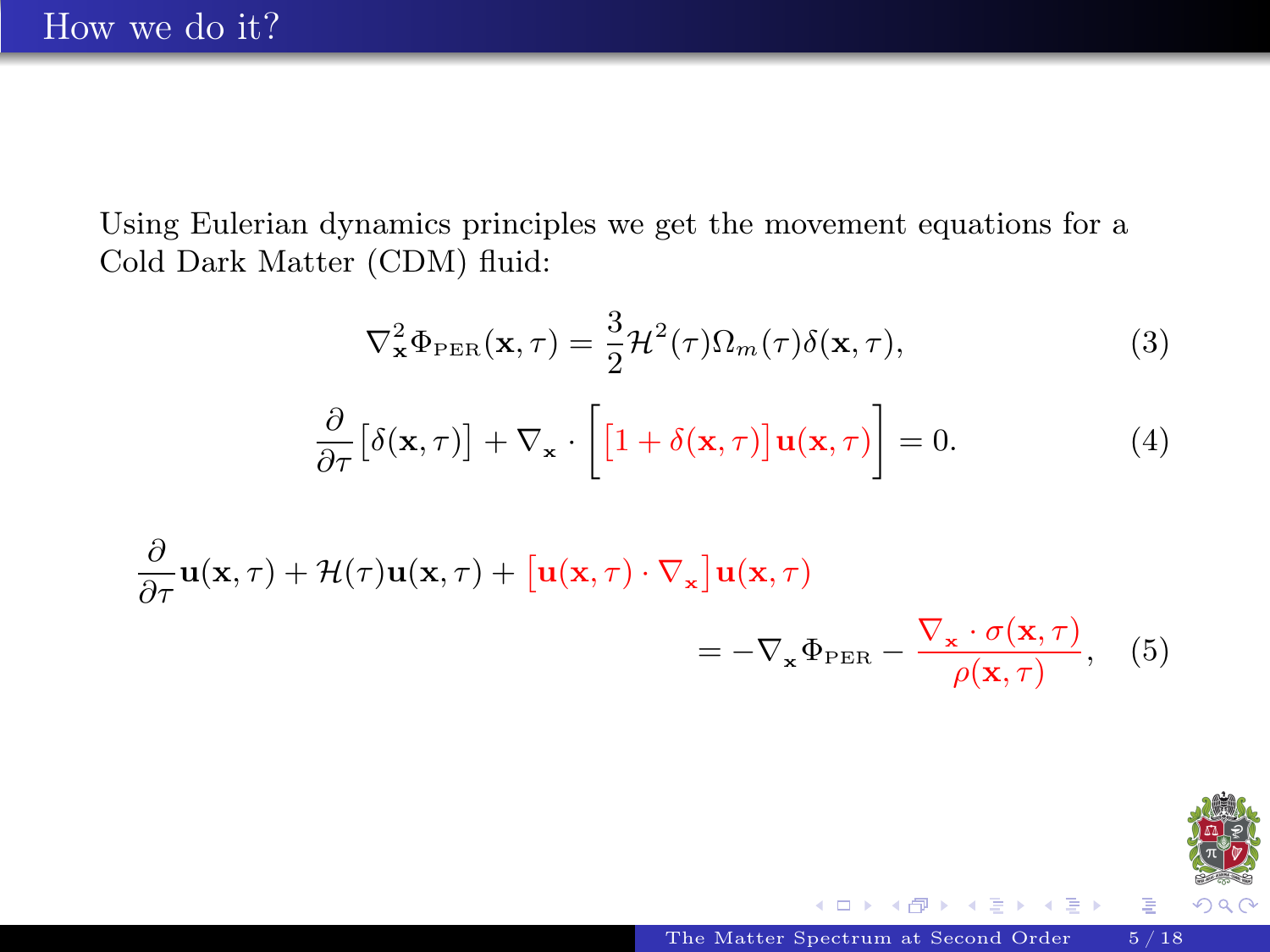## How we do it?

Using Eulerian dynamics principles we get the movement equations for a Cold Dark Matter (CDM) fluid:

$$\nabla^2_{\mathbf{x}} \Phi_{\text{PER}}(\mathbf{x}, \tau) = \frac{3}{2}\mathcal{H}^2(\tau)\Omega_m(\tau)\delta(\mathbf{x}, \tau), \tag{3}$$

$$\frac{\partial}{\partial \tau}\big[\delta(\mathbf{x}, \tau)\big] + \nabla_{\mathbf{x}} \cdot \Big[\big[1 + \delta(\mathbf{x}, \tau)\big]\mathbf{u}(\mathbf{x}, \tau)\Big] = 0. \tag{4}$$

$$\frac{\partial}{\partial \tau}\mathbf{u}(\mathbf{x}, \tau) + \mathcal{H}(\tau)\mathbf{u}(\mathbf{x}, \tau) + \big[\mathbf{u}(\mathbf{x}, \tau) \cdot \nabla_{\mathbf{x}}\big]\mathbf{u}(\mathbf{x}, \tau) = -\nabla_{\mathbf{x}} \Phi_{\text{PER}} - \frac{\nabla_{\mathbf{x}} \cdot \sigma(\mathbf{x}, \tau)}{\rho(\mathbf{x}, \tau)}, \tag{5}$$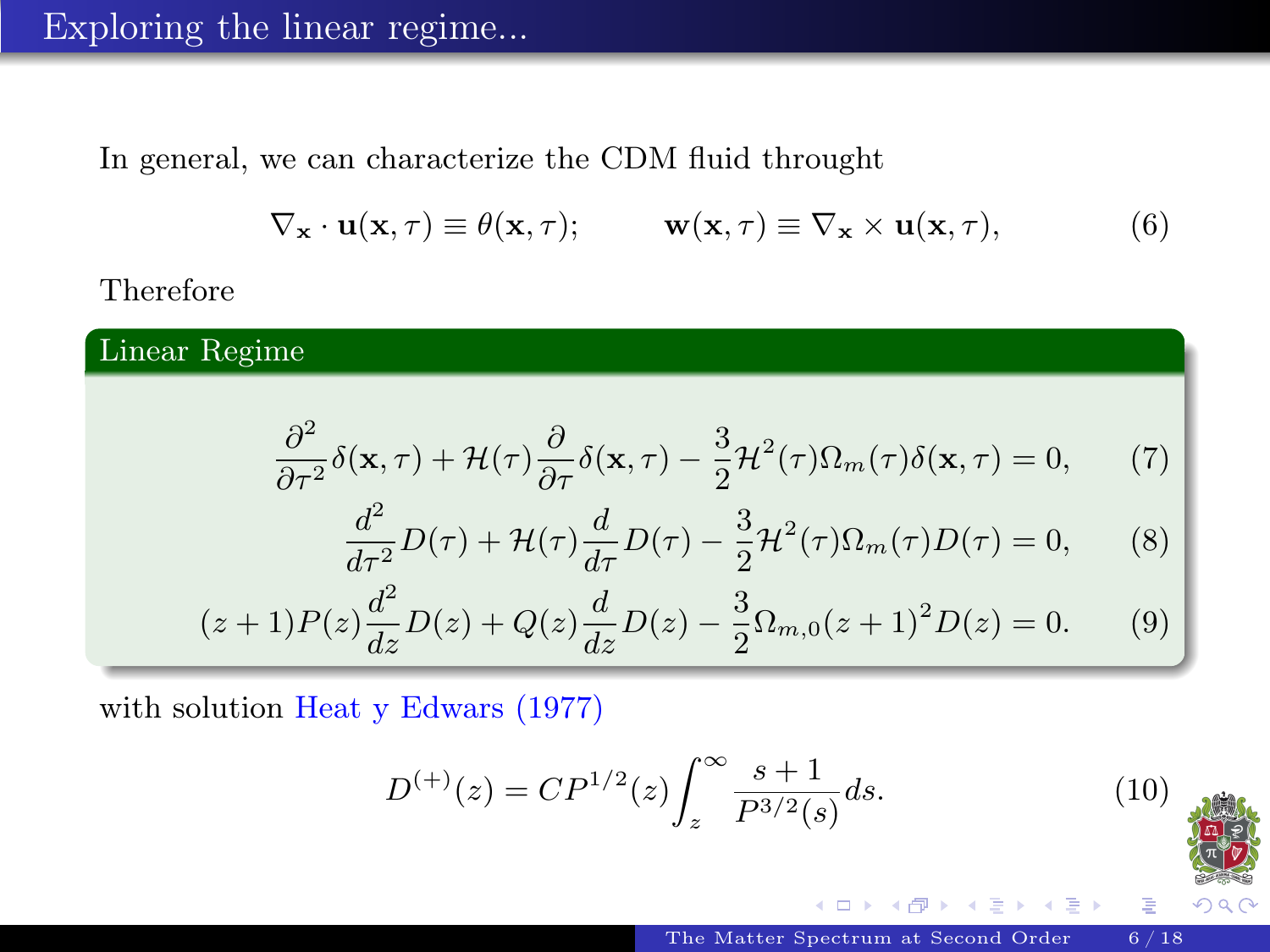# Exploring the linear regime...

In general, we can characterize the CDM fluid throught

$$\nabla_{\mathbf{x}} \cdot \mathbf{u}(\mathbf{x},\tau) \equiv \theta(\mathbf{x},\tau); \qquad \mathbf{w}(\mathbf{x},\tau) \equiv \nabla_{\mathbf{x}} \times \mathbf{u}(\mathbf{x},\tau), \tag{6}$$

Therefore

**Linear Regime**

$$\frac{\partial^2}{\partial \tau^2}\delta(\mathbf{x},\tau) + \mathcal{H}(\tau)\frac{\partial}{\partial \tau}\delta(\mathbf{x},\tau) - \frac{3}{2}\mathcal{H}^2(\tau)\Omega_m(\tau)\delta(\mathbf{x},\tau) = 0, \tag{7}$$

$$\frac{d^2}{d\tau^2}D(\tau) + \mathcal{H}(\tau)\frac{d}{d\tau}D(\tau) - \frac{3}{2}\mathcal{H}^2(\tau)\Omega_m(\tau)D(\tau) = 0, \tag{8}$$

$$(z+1)P(z)\frac{d^2}{dz}D(z) + Q(z)\frac{d}{dz}D(z) - \frac{3}{2}\Omega_{m,0}(z+1)^2 D(z) = 0. \tag{9}$$

with solution Heat y Edwars (1977)

$$D^{(+)}(z) = C P^{1/2}(z)\int_z^{\infty} \frac{s+1}{P^{3/2}(s)}ds. \tag{10}$$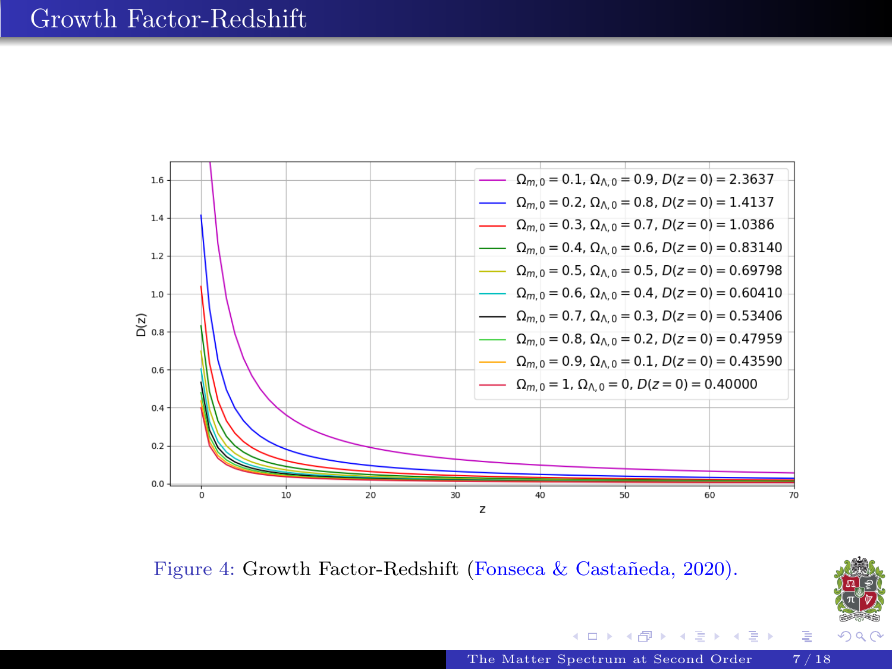# Growth Factor-Redshift

Figure 4: Growth Factor-Redshift (Fonseca & Castañeda, 2020).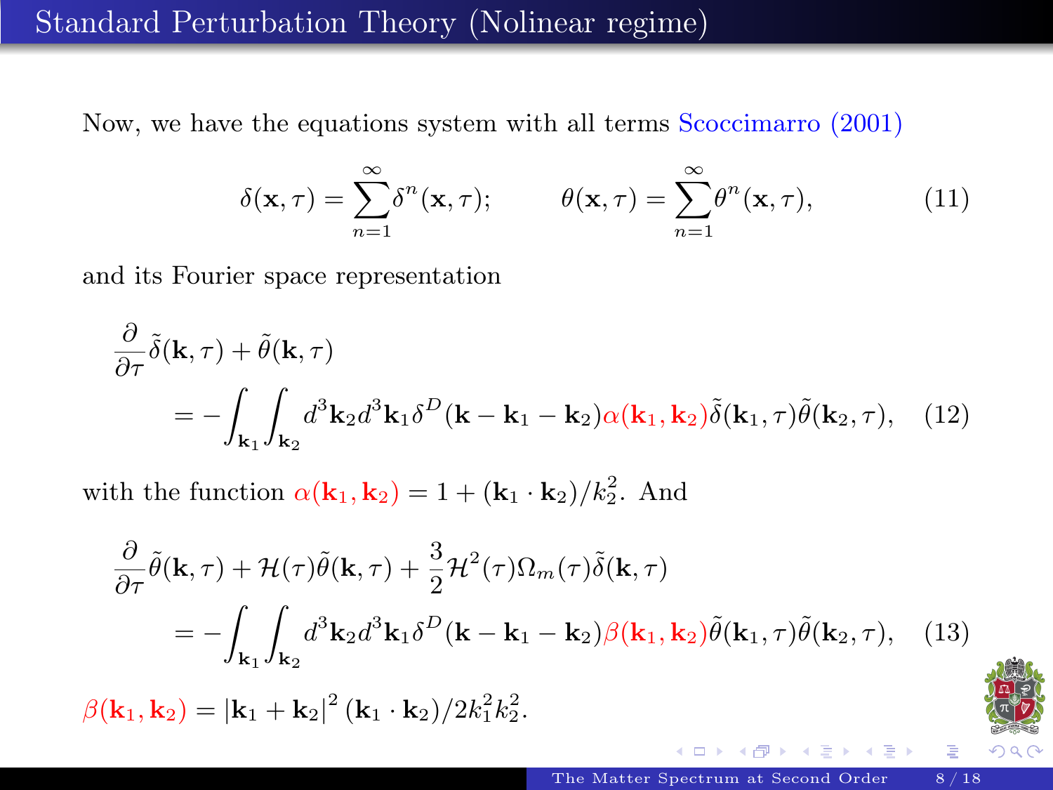# Standard Perturbation Theory (Nolinear regime)

Now, we have the equations system with all terms Scoccimarro (2001)

$$\delta(\mathbf{x}, \tau) = \sum_{n=1}^{\infty} \delta^n(\mathbf{x}, \tau); \qquad \theta(\mathbf{x}, \tau) = \sum_{n=1}^{\infty} \theta^n(\mathbf{x}, \tau), \tag{11}$$

and its Fourier space representation

$$\frac{\partial}{\partial \tau}\tilde{\delta}(\mathbf{k}, \tau) + \tilde{\theta}(\mathbf{k}, \tau) = -\int_{\mathbf{k}_1}\int_{\mathbf{k}_2} d^3\mathbf{k}_2 d^3\mathbf{k}_1 \delta^D(\mathbf{k} - \mathbf{k}_1 - \mathbf{k}_2)\alpha(\mathbf{k}_1, \mathbf{k}_2)\tilde{\delta}(\mathbf{k}_1, \tau)\tilde{\theta}(\mathbf{k}_2, \tau), \tag{12}$$

with the function $\alpha(\mathbf{k}_1, \mathbf{k}_2) = 1 + (\mathbf{k}_1 \cdot \mathbf{k}_2)/k_2^2$. And

$$\frac{\partial}{\partial \tau}\tilde{\theta}(\mathbf{k}, \tau) + \mathcal{H}(\tau)\tilde{\theta}(\mathbf{k}, \tau) + \frac{3}{2}\mathcal{H}^2(\tau)\Omega_m(\tau)\tilde{\delta}(\mathbf{k}, \tau) = -\int_{\mathbf{k}_1}\int_{\mathbf{k}_2} d^3\mathbf{k}_2 d^3\mathbf{k}_1 \delta^D(\mathbf{k} - \mathbf{k}_1 - \mathbf{k}_2)\beta(\mathbf{k}_1, \mathbf{k}_2)\tilde{\theta}(\mathbf{k}_1, \tau)\tilde{\theta}(\mathbf{k}_2, \tau), \tag{13}$$

$\beta(\mathbf{k}_1, \mathbf{k}_2) = |\mathbf{k}_1 + \mathbf{k}_2|^2 (\mathbf{k}_1 \cdot \mathbf{k}_2)/2k_1^2 k_2^2$.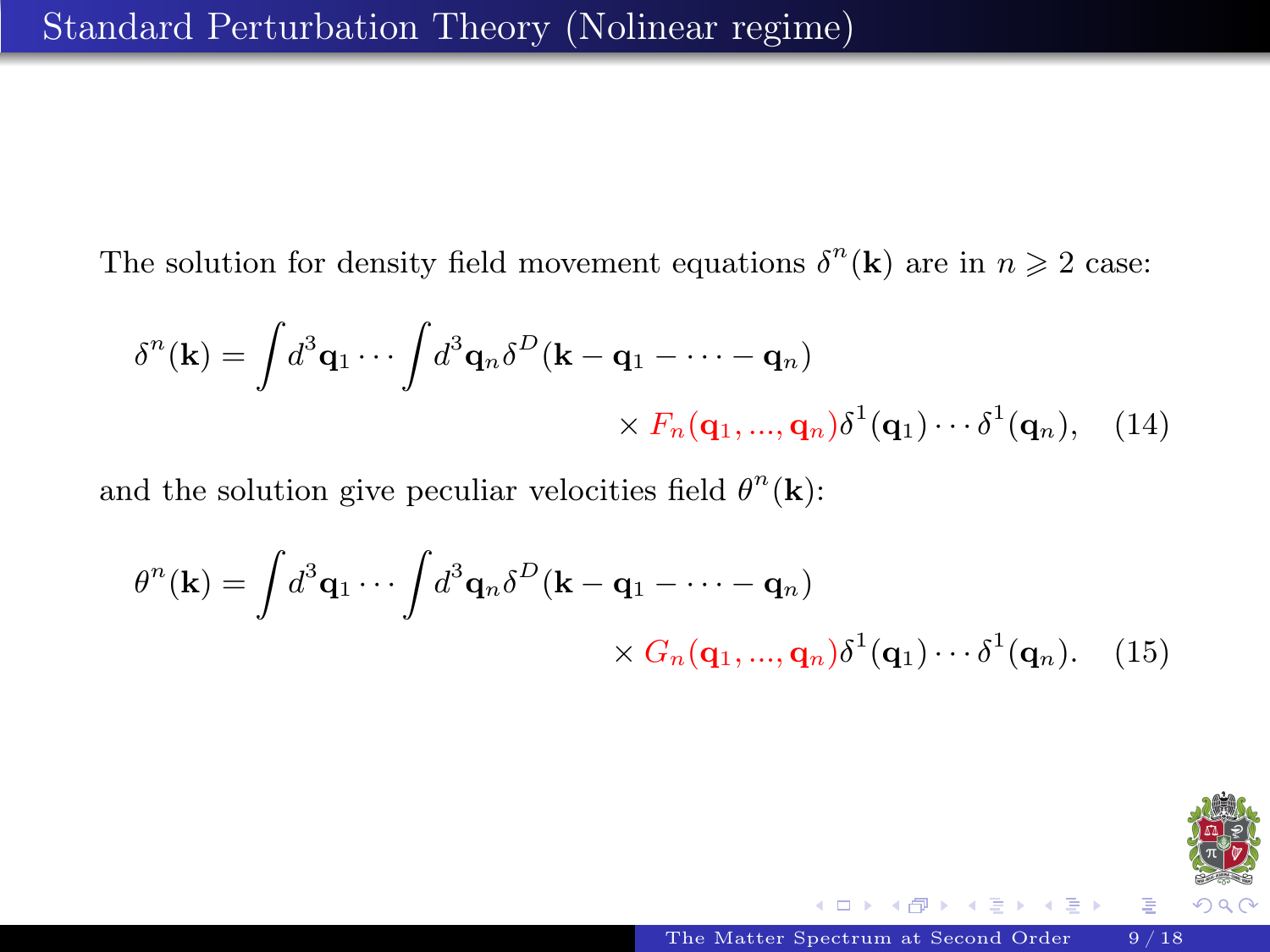# Standard Perturbation Theory (Nolinear regime)

The solution for density field movement equations $\delta^n(\mathbf{k})$ are in $n \geqslant 2$ case:

$$\delta^n(\mathbf{k}) = \int d^3\mathbf{q}_1 \cdots \int d^3\mathbf{q}_n \delta^D(\mathbf{k} - \mathbf{q}_1 - \cdots - \mathbf{q}_n) \times F_n(\mathbf{q}_1, ..., \mathbf{q}_n)\delta^1(\mathbf{q}_1)\cdots\delta^1(\mathbf{q}_n), \quad (14)$$

and the solution give peculiar velocities field $\theta^n(\mathbf{k})$:

$$\theta^n(\mathbf{k}) = \int d^3\mathbf{q}_1 \cdots \int d^3\mathbf{q}_n \delta^D(\mathbf{k} - \mathbf{q}_1 - \cdots - \mathbf{q}_n) \times G_n(\mathbf{q}_1, ..., \mathbf{q}_n)\delta^1(\mathbf{q}_1)\cdots\delta^1(\mathbf{q}_n). \quad (15)$$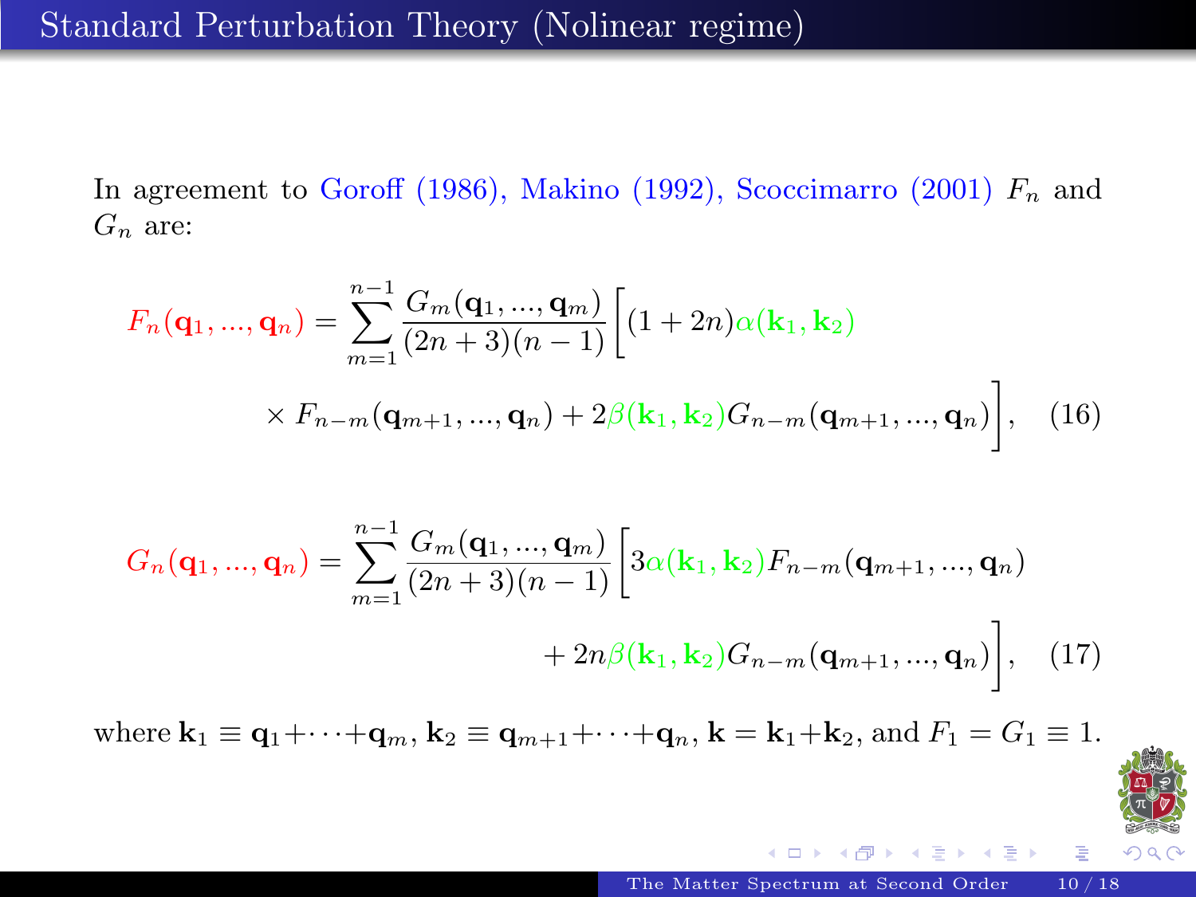# Standard Perturbation Theory (Nolinear regime)

In agreement to Goroff (1986), Makino (1992), Scoccimarro (2001) $F_n$ and $G_n$ are:

$$F_n(\mathbf{q}_1, ..., \mathbf{q}_n) = \sum_{m=1}^{n-1} \frac{G_m(\mathbf{q}_1, ..., \mathbf{q}_m)}{(2n+3)(n-1)} \Big[(1+2n)\alpha(\mathbf{k}_1, \mathbf{k}_2) \times F_{n-m}(\mathbf{q}_{m+1}, ..., \mathbf{q}_n) + 2\beta(\mathbf{k}_1, \mathbf{k}_2) G_{n-m}(\mathbf{q}_{m+1}, ..., \mathbf{q}_n)\Big], \quad (16)$$

$$G_n(\mathbf{q}_1, ..., \mathbf{q}_n) = \sum_{m=1}^{n-1} \frac{G_m(\mathbf{q}_1, ..., \mathbf{q}_m)}{(2n+3)(n-1)} \Big[3\alpha(\mathbf{k}_1, \mathbf{k}_2) F_{n-m}(\mathbf{q}_{m+1}, ..., \mathbf{q}_n) + 2n\beta(\mathbf{k}_1, \mathbf{k}_2) G_{n-m}(\mathbf{q}_{m+1}, ..., \mathbf{q}_n)\Big], \quad (17)$$

where $\mathbf{k}_1 \equiv \mathbf{q}_1 + \cdots + \mathbf{q}_m$, $\mathbf{k}_2 \equiv \mathbf{q}_{m+1} + \cdots + \mathbf{q}_n$, $\mathbf{k} = \mathbf{k}_1 + \mathbf{k}_2$, and $F_1 = G_1 \equiv 1$.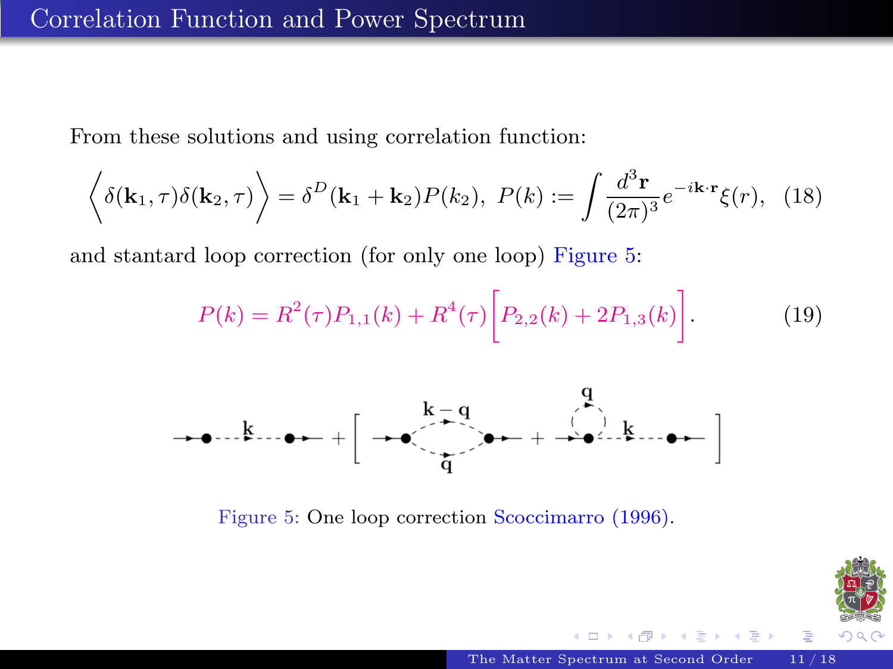# Correlation Function and Power Spectrum

From these solutions and using correlation function:

$$\Big\langle \delta(\mathbf{k}_1,\tau)\delta(\mathbf{k}_2,\tau) \Big\rangle = \delta^D(\mathbf{k}_1+\mathbf{k}_2)P(k_2),\ \ P(k) := \int \frac{d^3\mathbf{r}}{(2\pi)^3} e^{-i\mathbf{k}\cdot\mathbf{r}} \xi(r), \quad (18)$$

and stantard loop correction (for only one loop) Figure 5:

$$P(k) = R^2(\tau)P_{1,1}(k) + R^4(\tau)\Big[P_{2,2}(k) + 2P_{1,3}(k)\Big]. \quad (19)$$

Figure 5: One loop correction Scoccimarro (1996).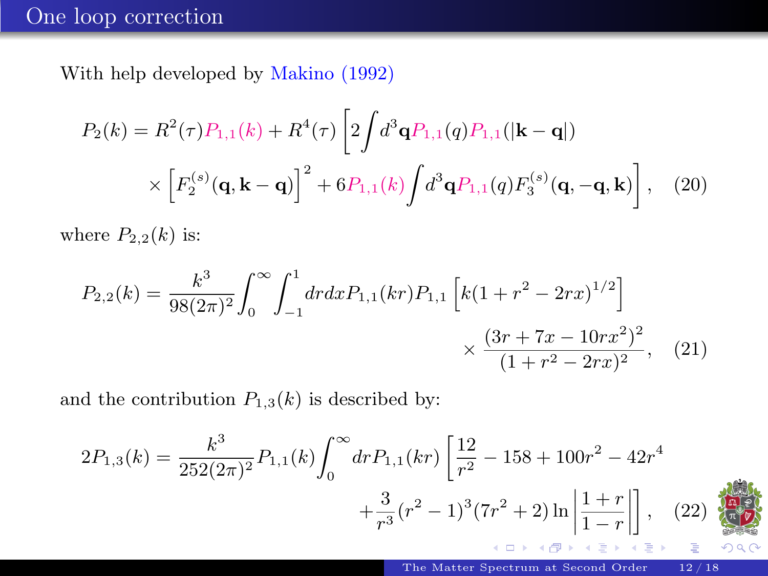# One loop correction

With help developed by Makino (1992)

$$P_2(k) = R^2(\tau) P_{1,1}(k) + R^4(\tau)\left[2\int d^3\mathbf{q} P_{1,1}(q) P_{1,1}(|\mathbf{k}-\mathbf{q}|) \times \left[F_2^{(s)}(\mathbf{q},\mathbf{k}-\mathbf{q})\right]^2 + 6P_{1,1}(k)\int d^3\mathbf{q} P_{1,1}(q) F_3^{(s)}(\mathbf{q},-\mathbf{q},\mathbf{k})\right], \quad (20)$$

where $P_{2,2}(k)$ is:

$$P_{2,2}(k) = \frac{k^3}{98(2\pi)^2}\int_0^\infty \int_{-1}^1 dr dx P_{1,1}(kr) P_{1,1}\left[k(1+r^2-2rx)^{1/2}\right] \times \frac{(3r+7x-10rx^2)^2}{(1+r^2-2rx)^2}, \quad (21)$$

and the contribution $P_{1,3}(k)$ is described by:

$$2P_{1,3}(k) = \frac{k^3}{252(2\pi)^2} P_{1,1}(k)\int_0^\infty dr P_{1,1}(kr)\left[\frac{12}{r^2} - 158 + 100r^2 - 42r^4 + \frac{3}{r^3}(r^2-1)^3(7r^2+2)\ln\left|\frac{1+r}{1-r}\right|\right], \quad (22)$$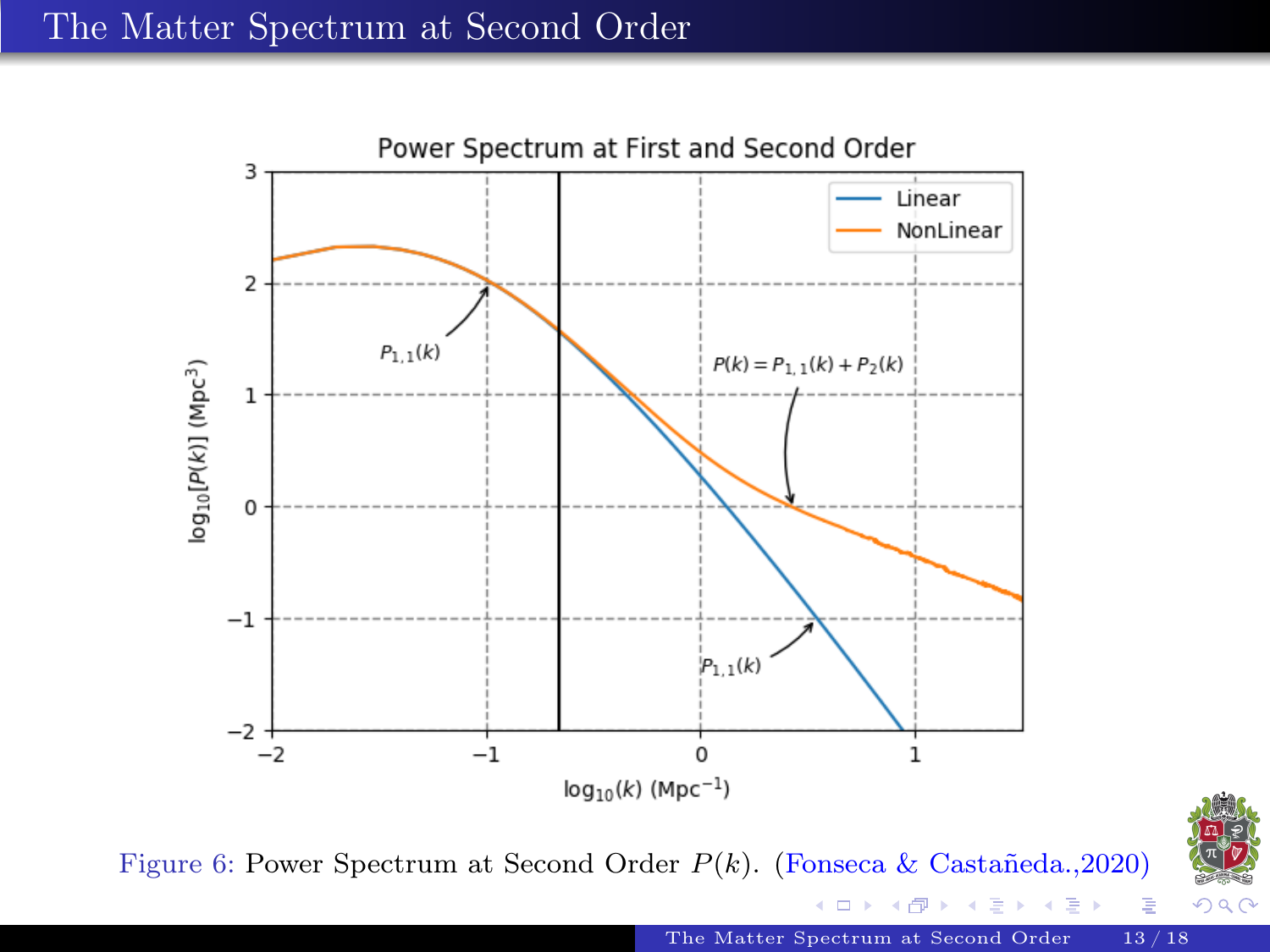# The Matter Spectrum at Second Order

Figure 6: Power Spectrum at Second Order $P(k)$. (Fonseca & Castañeda.,2020)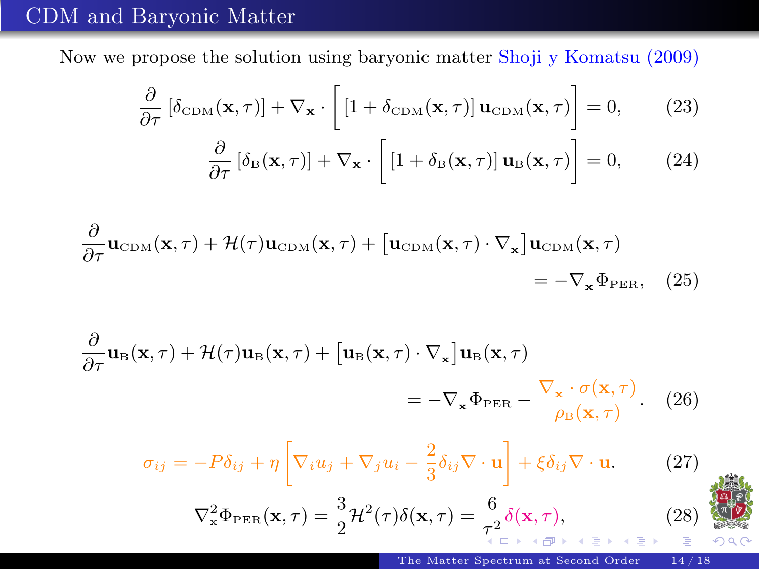# CDM and Baryonic Matter

Now we propose the solution using baryonic matter Shoji y Komatsu (2009)

$$\frac{\partial}{\partial \tau}\left[\delta_{\rm CDM}(\mathbf{x},\tau)\right] + \nabla_{\mathbf{x}} \cdot \left[\left[1+\delta_{\rm CDM}(\mathbf{x},\tau)\right]\mathbf{u}_{\rm CDM}(\mathbf{x},\tau)\right] = 0, \tag{23}$$

$$\frac{\partial}{\partial \tau}\left[\delta_{\rm B}(\mathbf{x},\tau)\right] + \nabla_{\mathbf{x}} \cdot \left[\left[1+\delta_{\rm B}(\mathbf{x},\tau)\right]\mathbf{u}_{\rm B}(\mathbf{x},\tau)\right] = 0, \tag{24}$$

$$\frac{\partial}{\partial \tau}\mathbf{u}_{\rm CDM}(\mathbf{x},\tau) + \mathcal{H}(\tau)\mathbf{u}_{\rm CDM}(\mathbf{x},\tau) + \left[\mathbf{u}_{\rm CDM}(\mathbf{x},\tau)\cdot\nabla_{\mathbf{x}}\right]\mathbf{u}_{\rm CDM}(\mathbf{x},\tau) = -\nabla_{\mathbf{x}}\Phi_{\rm PER}, \tag{25}$$

$$\frac{\partial}{\partial \tau}\mathbf{u}_{\rm B}(\mathbf{x},\tau) + \mathcal{H}(\tau)\mathbf{u}_{\rm B}(\mathbf{x},\tau) + \left[\mathbf{u}_{\rm B}(\mathbf{x},\tau)\cdot\nabla_{\mathbf{x}}\right]\mathbf{u}_{\rm B}(\mathbf{x},\tau) = -\nabla_{\mathbf{x}}\Phi_{\rm PER} - \frac{\nabla_{\mathbf{x}}\cdot\sigma(\mathbf{x},\tau)}{\rho_{\rm B}(\mathbf{x},\tau)}. \tag{26}$$

$$\sigma_{ij} = -P\delta_{ij} + \eta\left[\nabla_i u_j + \nabla_j u_i - \frac{2}{3}\delta_{ij}\nabla\cdot\mathbf{u}\right] + \xi\delta_{ij}\nabla\cdot\mathbf{u}. \tag{27}$$

$$\nabla_{\rm x}^2\Phi_{\rm PER}(\mathbf{x},\tau) = \frac{3}{2}\mathcal{H}^2(\tau)\delta(\mathbf{x},\tau) = \frac{6}{\tau^2}\delta(\mathbf{x},\tau), \tag{28}$$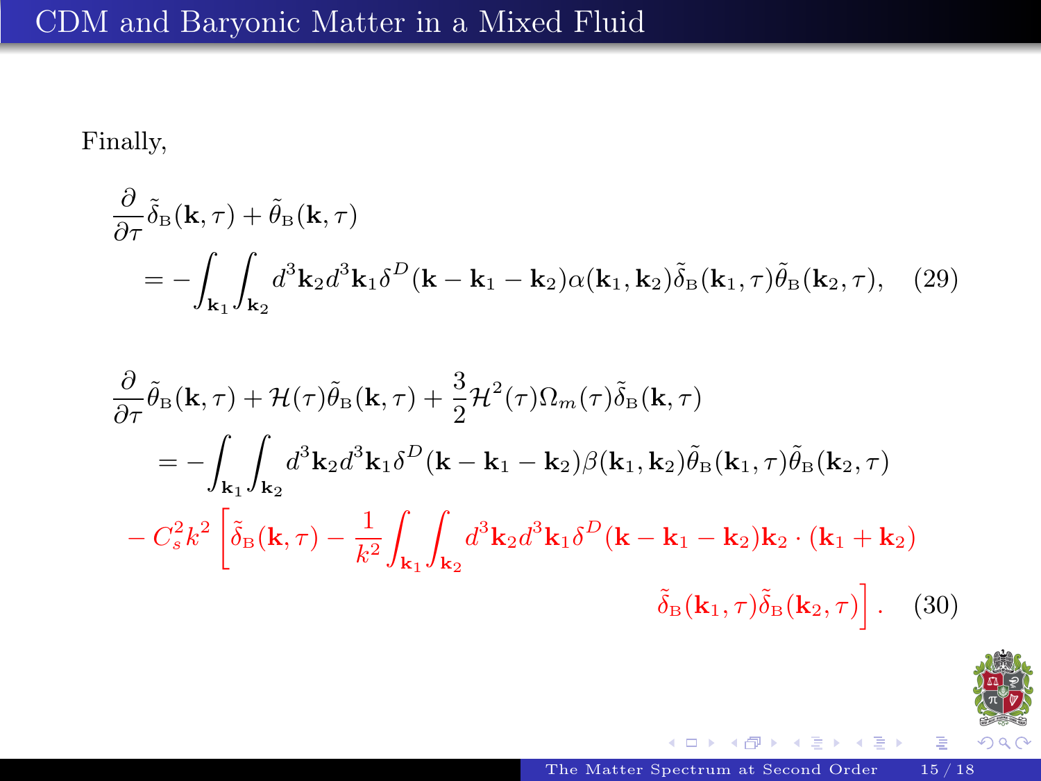## CDM and Baryonic Matter in a Mixed Fluid

Finally,

$$
\frac{\partial}{\partial \tau}\tilde{\delta}_{\rm B}(\mathbf{k},\tau) + \tilde{\theta}_{\rm B}(\mathbf{k},\tau)
= -\int_{\mathbf{k}_1}\int_{\mathbf{k}_2} d^3\mathbf{k}_2 d^3\mathbf{k}_1 \delta^D(\mathbf{k}-\mathbf{k}_1-\mathbf{k}_2)\alpha(\mathbf{k}_1,\mathbf{k}_2)\tilde{\delta}_{\rm B}(\mathbf{k}_1,\tau)\tilde{\theta}_{\rm B}(\mathbf{k}_2,\tau), \quad (29)
$$

$$
\begin{aligned}
\frac{\partial}{\partial \tau}\tilde{\theta}_{\rm B}(\mathbf{k},\tau) + \mathcal{H}(\tau)\tilde{\theta}_{\rm B}(\mathbf{k},\tau) + \frac{3}{2}\mathcal{H}^2(\tau)\Omega_m(\tau)\tilde{\delta}_{\rm B}(\mathbf{k},\tau) \\
= -\int_{\mathbf{k}_1}\int_{\mathbf{k}_2} d^3\mathbf{k}_2 d^3\mathbf{k}_1 \delta^D(\mathbf{k}-\mathbf{k}_1-\mathbf{k}_2)\beta(\mathbf{k}_1,\mathbf{k}_2)\tilde{\theta}_{\rm B}(\mathbf{k}_1,\tau)\tilde{\theta}_{\rm B}(\mathbf{k}_2,\tau) \\
- C_s^2 k^2 \left[\tilde{\delta}_{\rm B}(\mathbf{k},\tau) - \frac{1}{k^2}\int_{\mathbf{k}_1}\int_{\mathbf{k}_2} d^3\mathbf{k}_2 d^3\mathbf{k}_1 \delta^D(\mathbf{k}-\mathbf{k}_1-\mathbf{k}_2)\mathbf{k}_2\cdot(\mathbf{k}_1+\mathbf{k}_2) \right. \\
\left. \tilde{\delta}_{\rm B}(\mathbf{k}_1,\tau)\tilde{\delta}_{\rm B}(\mathbf{k}_2,\tau)\right]. \quad (30)
\end{aligned}
$$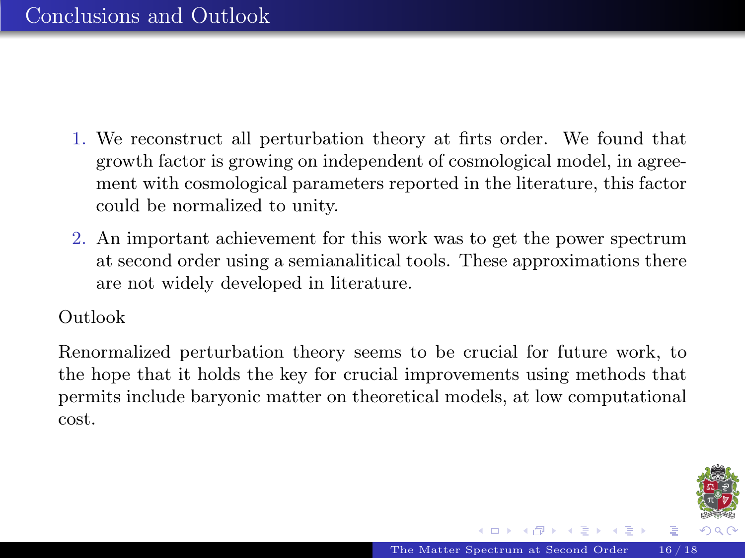# Conclusions and Outlook

1. We reconstruct all perturbation theory at firts order. We found that growth factor is growing on independent of cosmological model, in agreement with cosmological parameters reported in the literature, this factor could be normalized to unity.
2. An important achievement for this work was to get the power spectrum at second order using a semianalitical tools. These approximations there are not widely developed in literature.

Outlook

Renormalized perturbation theory seems to be crucial for future work, to the hope that it holds the key for crucial improvements using methods that permits include baryonic matter on theoretical models, at low computational cost.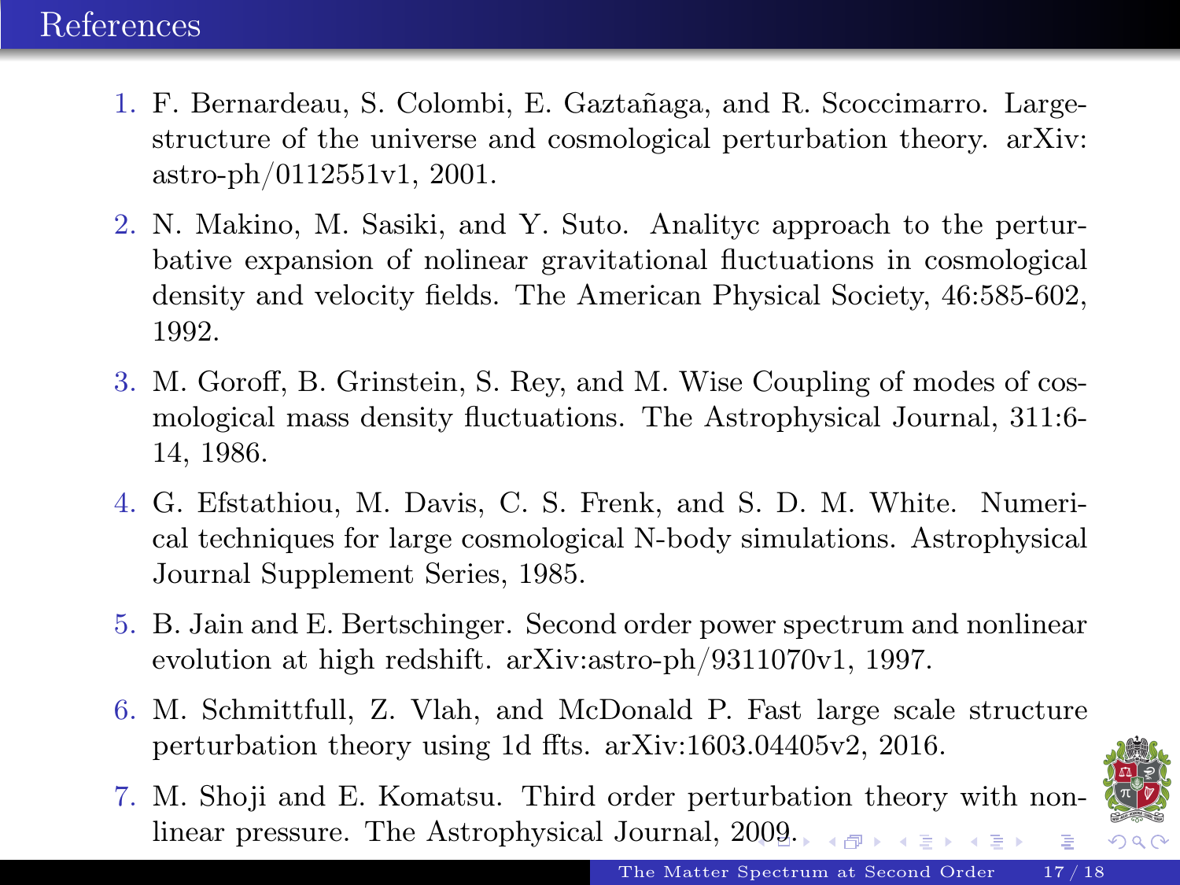# References

1. F. Bernardeau, S. Colombi, E. Gaztañaga, and R. Scoccimarro. Large-structure of the universe and cosmological perturbation theory. arXiv: astro-ph/0112551v1, 2001.
2. N. Makino, M. Sasiki, and Y. Suto. Analityc approach to the perturbative expansion of nolinear gravitational fluctuations in cosmological density and velocity fields. The American Physical Society, 46:585-602, 1992.
3. M. Goroff, B. Grinstein, S. Rey, and M. Wise Coupling of modes of cosmological mass density fluctuations. The Astrophysical Journal, 311:6-14, 1986.
4. G. Efstathiou, M. Davis, C. S. Frenk, and S. D. M. White. Numerical techniques for large cosmological N-body simulations. Astrophysical Journal Supplement Series, 1985.
5. B. Jain and E. Bertschinger. Second order power spectrum and nonlinear evolution at high redshift. arXiv:astro-ph/9311070v1, 1997.
6. M. Schmittfull, Z. Vlah, and McDonald P. Fast large scale structure perturbation theory using 1d ffts. arXiv:1603.04405v2, 2016.
7. M. Shoji and E. Komatsu. Third order perturbation theory with nonlinear pressure. The Astrophysical Journal, 2009.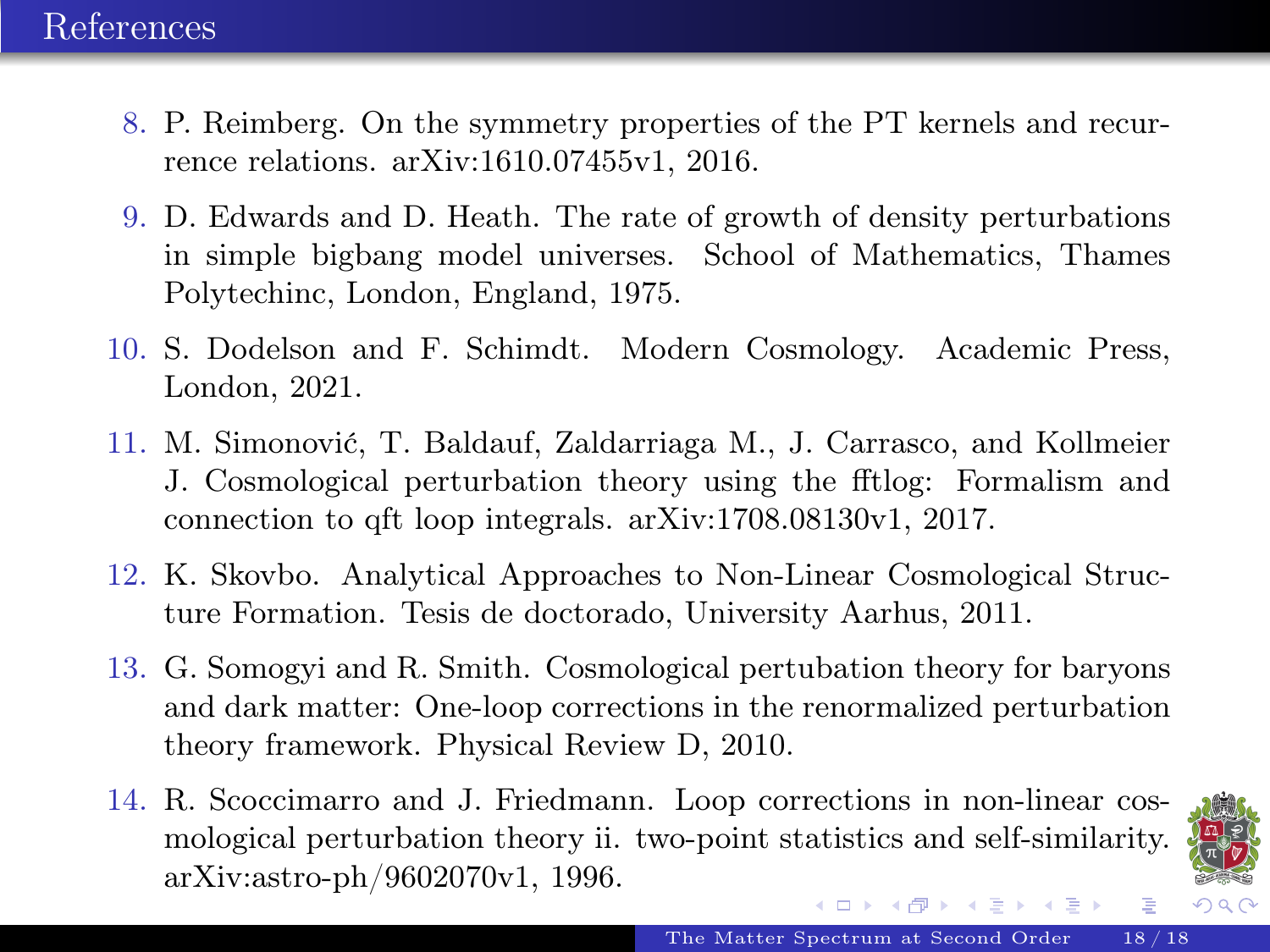# References

8. P. Reimberg. On the symmetry properties of the PT kernels and recurrence relations. arXiv:1610.07455v1, 2016.
9. D. Edwards and D. Heath. The rate of growth of density perturbations in simple bigbang model universes. School of Mathematics, Thames Polytechinc, London, England, 1975.
10. S. Dodelson and F. Schimdt. Modern Cosmology. Academic Press, London, 2021.
11. M. Simonović, T. Baldauf, Zaldarriaga M., J. Carrasco, and Kollmeier J. Cosmological perturbation theory using the fftlog: Formalism and connection to qft loop integrals. arXiv:1708.08130v1, 2017.
12. K. Skovbo. Analytical Approaches to Non-Linear Cosmological Structure Formation. Tesis de doctorado, University Aarhus, 2011.
13. G. Somogyi and R. Smith. Cosmological pertubation theory for baryons and dark matter: One-loop corrections in the renormalized perturbation theory framework. Physical Review D, 2010.
14. R. Scoccimarro and J. Friedmann. Loop corrections in non-linear cosmological perturbation theory ii. two-point statistics and self-similarity. arXiv:astro-ph/9602070v1, 1996.